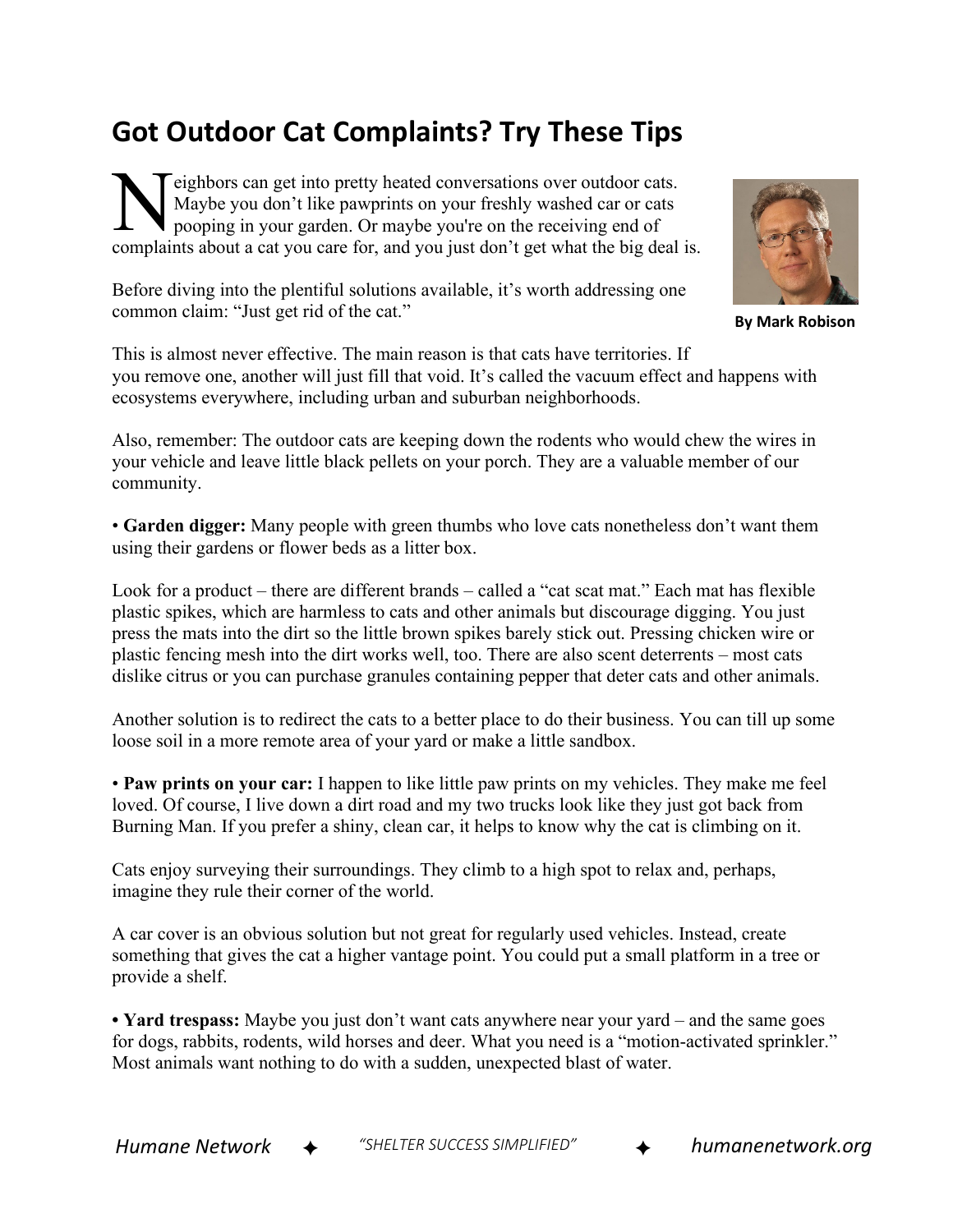# Got Outdoor Cat Complaints? Try These Tips

**By Mark Robison**

Neighbors can get into pretty heated conversations over outdoor cats. Maybe you don't like pawprints on your freshly washed car or cats pooping in your garden. Or maybe you're on the receiving end of complaints about a cat you care for, and you just don't get what the big deal is.

Before diving into the plentiful solutions available, it's worth addressing one common claim: "Just get rid of the cat."

This is almost never effective. The main reason is that cats have territories. If you remove one, another will just fill that void. It's called the vacuum effect and happens with ecosystems everywhere, including urban and suburban neighborhoods.

Also, remember: The outdoor cats are keeping down the rodents who would chew the wires in your vehicle and leave little black pellets on your porch. They are a valuable member of our community.

• **Garden digger:** Many people with green thumbs who love cats nonetheless don't want them using their gardens or flower beds as a litter box.

Look for a product – there are different brands – called a "cat scat mat." Each mat has flexible plastic spikes, which are harmless to cats and other animals but discourage digging. You just press the mats into the dirt so the little brown spikes barely stick out. Pressing chicken wire or plastic fencing mesh into the dirt works well, too. There are also scent deterrents – most cats dislike citrus or you can purchase granules containing pepper that deter cats and other animals.

Another solution is to redirect the cats to a better place to do their business. You can till up some loose soil in a more remote area of your yard or make a little sandbox.

• **Paw prints on your car:** I happen to like little paw prints on my vehicles. They make me feel loved. Of course, I live down a dirt road and my two trucks look like they just got back from Burning Man. If you prefer a shiny, clean car, it helps to know why the cat is climbing on it.

Cats enjoy surveying their surroundings. They climb to a high spot to relax and, perhaps, imagine they rule their corner of the world.

A car cover is an obvious solution but not great for regularly used vehicles. Instead, create something that gives the cat a higher vantage point. You could put a small platform in a tree or provide a shelf.

• **Yard trespass:** Maybe you just don't want cats anywhere near your yard – and the same goes for dogs, rabbits, rodents, wild horses and deer. What you need is a "motion-activated sprinkler." Most animals want nothing to do with a sudden, unexpected blast of water.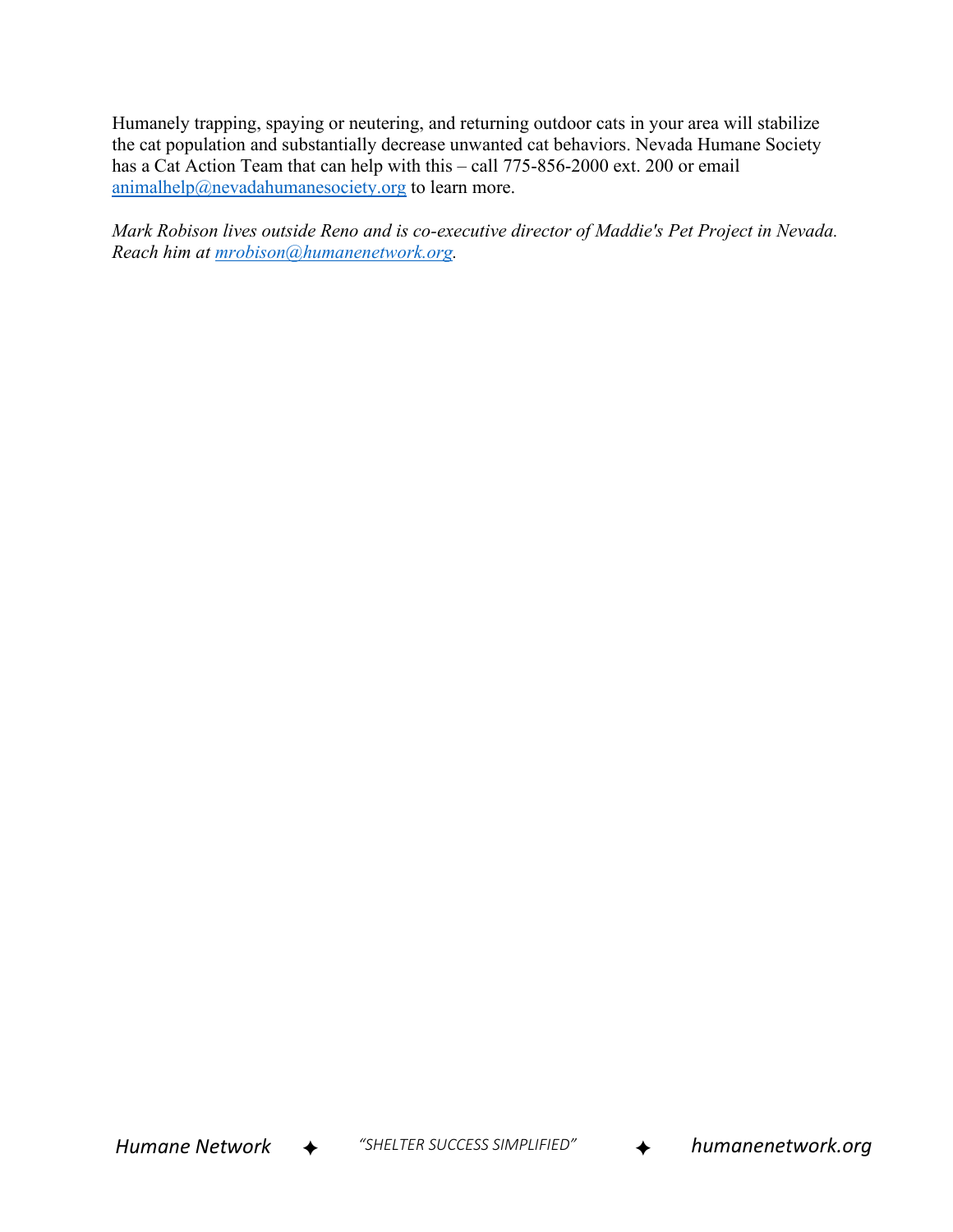Humanely trapping, spaying or neutering, and returning outdoor cats in your area will stabilize the cat population and substantially decrease unwanted cat behaviors. Nevada Humane Society has a Cat Action Team that can help with this – call 775-856-2000 ext. 200 or email animalhelp@nevadahumanesociety.org to learn more.

*Mark Robison lives outside Reno and is co-executive director of Maddie's Pet Project in Nevada. Reach him at mrobison@humanenetwork.org.*